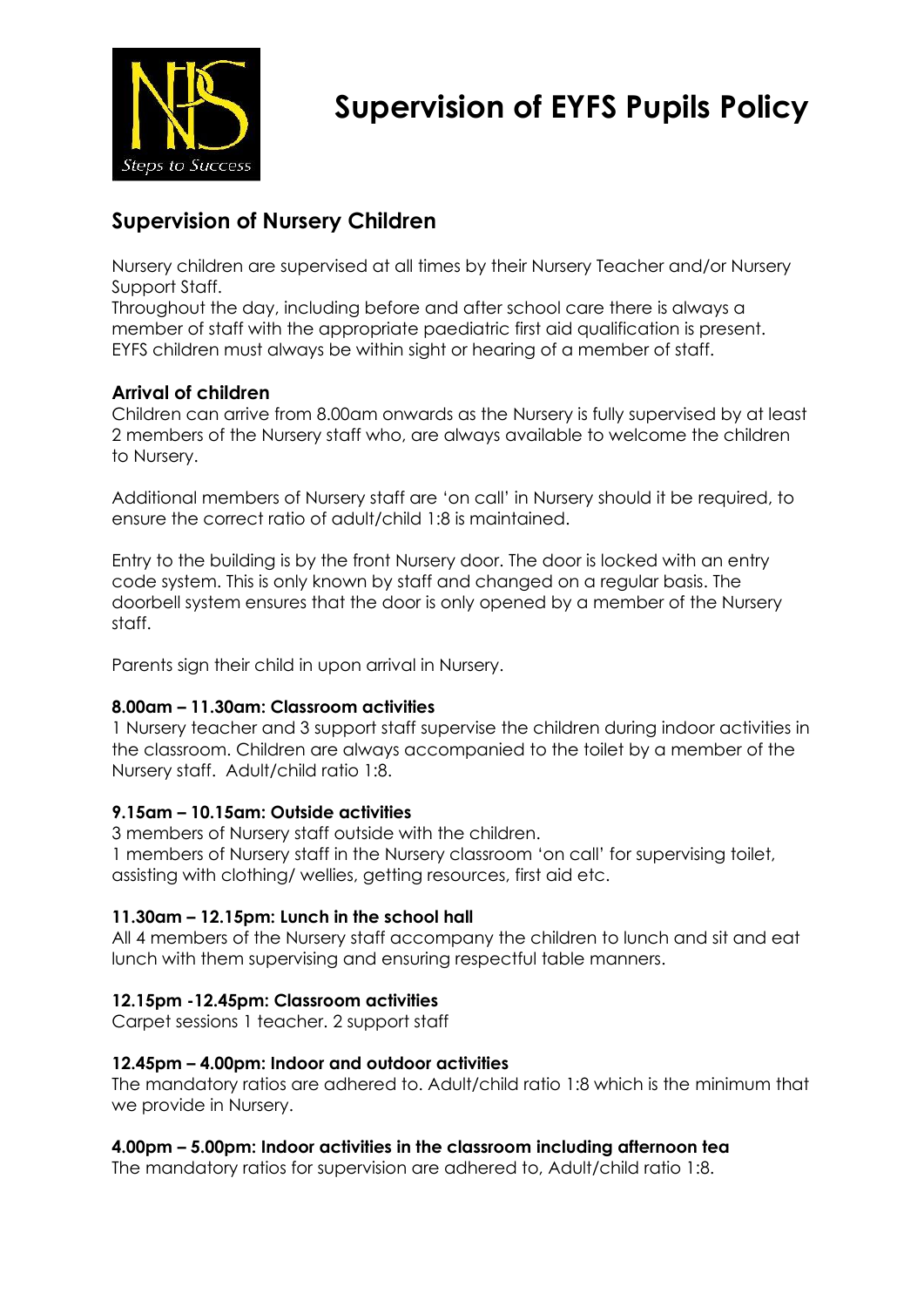# Supervision of EYFS Pupils Policy

## Supervision of Nursery Children

Nursery children are supervised at all times by their Nursery Teacher and/or Nursery Support Staff.
Throughout the day, including before and after school care there is always a member of staff with the appropriate paediatric first aid qualification is present. EYFS children must always be within sight or hearing of a member of staff.

### Arrival of children

Children can arrive from 8.00am onwards as the Nursery is fully supervised by at least 2 members of the Nursery staff who, are always available to welcome the children to Nursery.

Additional members of Nursery staff are 'on call' in Nursery should it be required, to ensure the correct ratio of adult/child 1:8 is maintained.

Entry to the building is by the front Nursery door. The door is locked with an entry code system. This is only known by staff and changed on a regular basis. The doorbell system ensures that the door is only opened by a member of the Nursery staff.

Parents sign their child in upon arrival in Nursery.

#### 8.00am – 11.30am: Classroom activities

1 Nursery teacher and 3 support staff supervise the children during indoor activities in the classroom. Children are always accompanied to the toilet by a member of the Nursery staff. Adult/child ratio 1:8.

#### 9.15am – 10.15am: Outside activities

3 members of Nursery staff outside with the children.
1 members of Nursery staff in the Nursery classroom 'on call' for supervising toilet, assisting with clothing/ wellies, getting resources, first aid etc.

#### 11.30am – 12.15pm: Lunch in the school hall

All 4 members of the Nursery staff accompany the children to lunch and sit and eat lunch with them supervising and ensuring respectful table manners.

#### 12.15pm -12.45pm: Classroom activities

Carpet sessions 1 teacher. 2 support staff

#### 12.45pm – 4.00pm: Indoor and outdoor activities

The mandatory ratios are adhered to. Adult/child ratio 1:8 which is the minimum that we provide in Nursery.

#### 4.00pm – 5.00pm: Indoor activities in the classroom including afternoon tea

The mandatory ratios for supervision are adhered to, Adult/child ratio 1:8.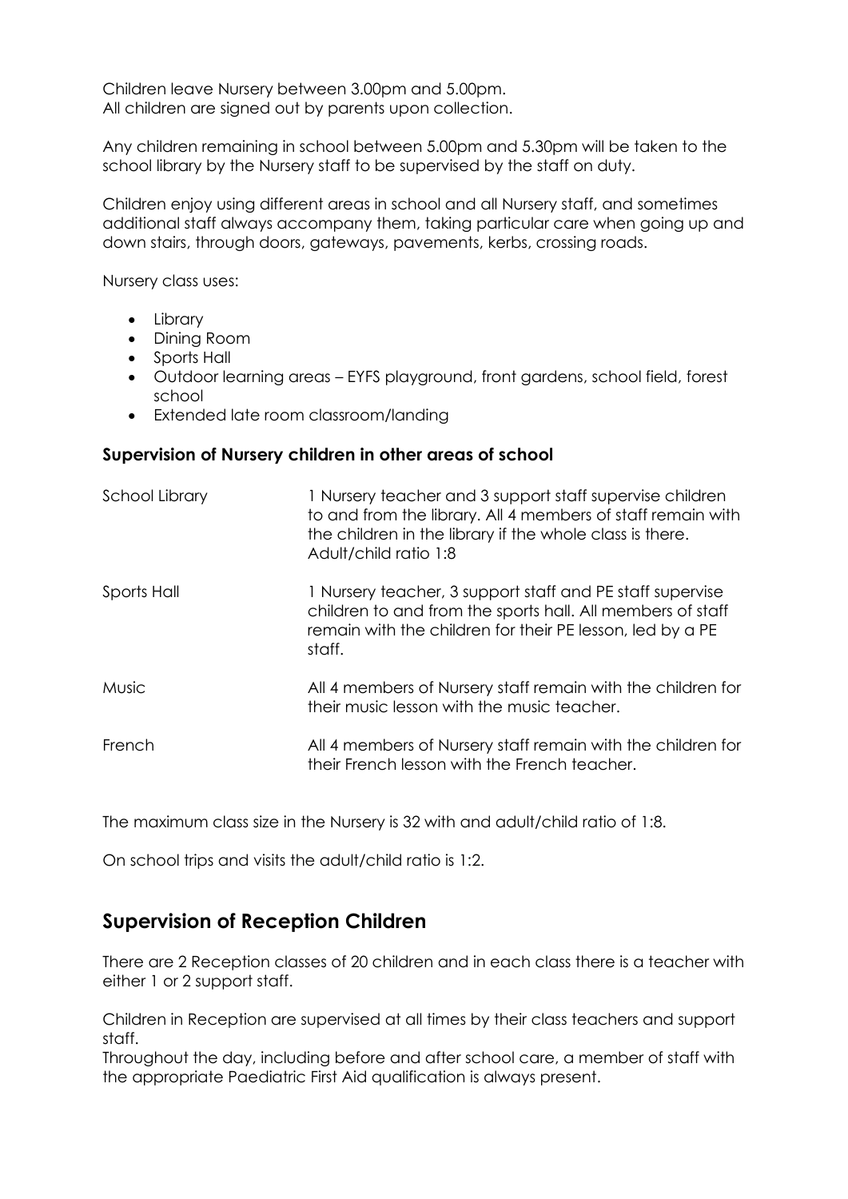Children leave Nursery between 3.00pm and 5.00pm.
All children are signed out by parents upon collection.

Any children remaining in school between 5.00pm and 5.30pm will be taken to the school library by the Nursery staff to be supervised by the staff on duty.

Children enjoy using different areas in school and all Nursery staff, and sometimes additional staff always accompany them, taking particular care when going up and down stairs, through doors, gateways, pavements, kerbs, crossing roads.

Nursery class uses:

- Library
- Dining Room
- Sports Hall
- Outdoor learning areas – EYFS playground, front gardens, school field, forest school
- Extended late room classroom/landing

### Supervision of Nursery children in other areas of school

| | |
|---|---|
| School Library | 1 Nursery teacher and 3 support staff supervise children to and from the library. All 4 members of staff remain with the children in the library if the whole class is there. Adult/child ratio 1:8 |
| Sports Hall | 1 Nursery teacher, 3 support staff and PE staff supervise children to and from the sports hall. All members of staff remain with the children for their PE lesson, led by a PE staff. |
| Music | All 4 members of Nursery staff remain with the children for their music lesson with the music teacher. |
| French | All 4 members of Nursery staff remain with the children for their French lesson with the French teacher. |

The maximum class size in the Nursery is 32 with and adult/child ratio of 1:8.

On school trips and visits the adult/child ratio is 1:2.

## Supervision of Reception Children

There are 2 Reception classes of 20 children and in each class there is a teacher with either 1 or 2 support staff.

Children in Reception are supervised at all times by their class teachers and support staff.
Throughout the day, including before and after school care, a member of staff with the appropriate Paediatric First Aid qualification is always present.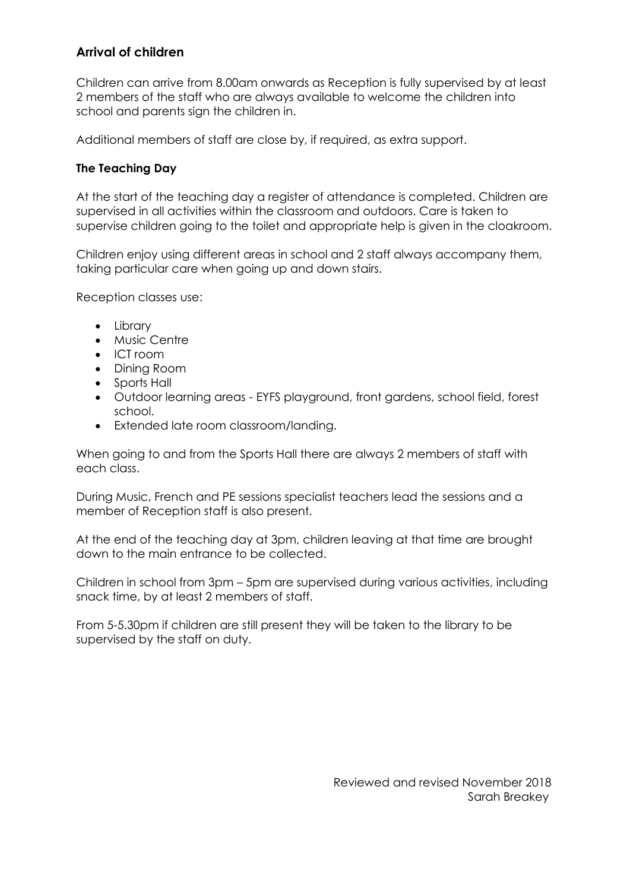## Arrival of children

Children can arrive from 8.00am onwards as Reception is fully supervised by at least 2 members of the staff who are always available to welcome the children into school and parents sign the children in.

Additional members of staff are close by, if required, as extra support.

### The Teaching Day

At the start of the teaching day a register of attendance is completed. Children are supervised in all activities within the classroom and outdoors. Care is taken to supervise children going to the toilet and appropriate help is given in the cloakroom.

Children enjoy using different areas in school and 2 staff always accompany them, taking particular care when going up and down stairs.

Reception classes use:

- Library
- Music Centre
- ICT room
- Dining Room
- Sports Hall
- Outdoor learning areas - EYFS playground, front gardens, school field, forest school.
- Extended late room classroom/landing.

When going to and from the Sports Hall there are always 2 members of staff with each class.

During Music, French and PE sessions specialist teachers lead the sessions and a member of Reception staff is also present.

At the end of the teaching day at 3pm, children leaving at that time are brought down to the main entrance to be collected.

Children in school from 3pm – 5pm are supervised during various activities, including snack time, by at least 2 members of staff.

From 5-5.30pm if children are still present they will be taken to the library to be supervised by the staff on duty.

Reviewed and revised November 2018
Sarah Breakey